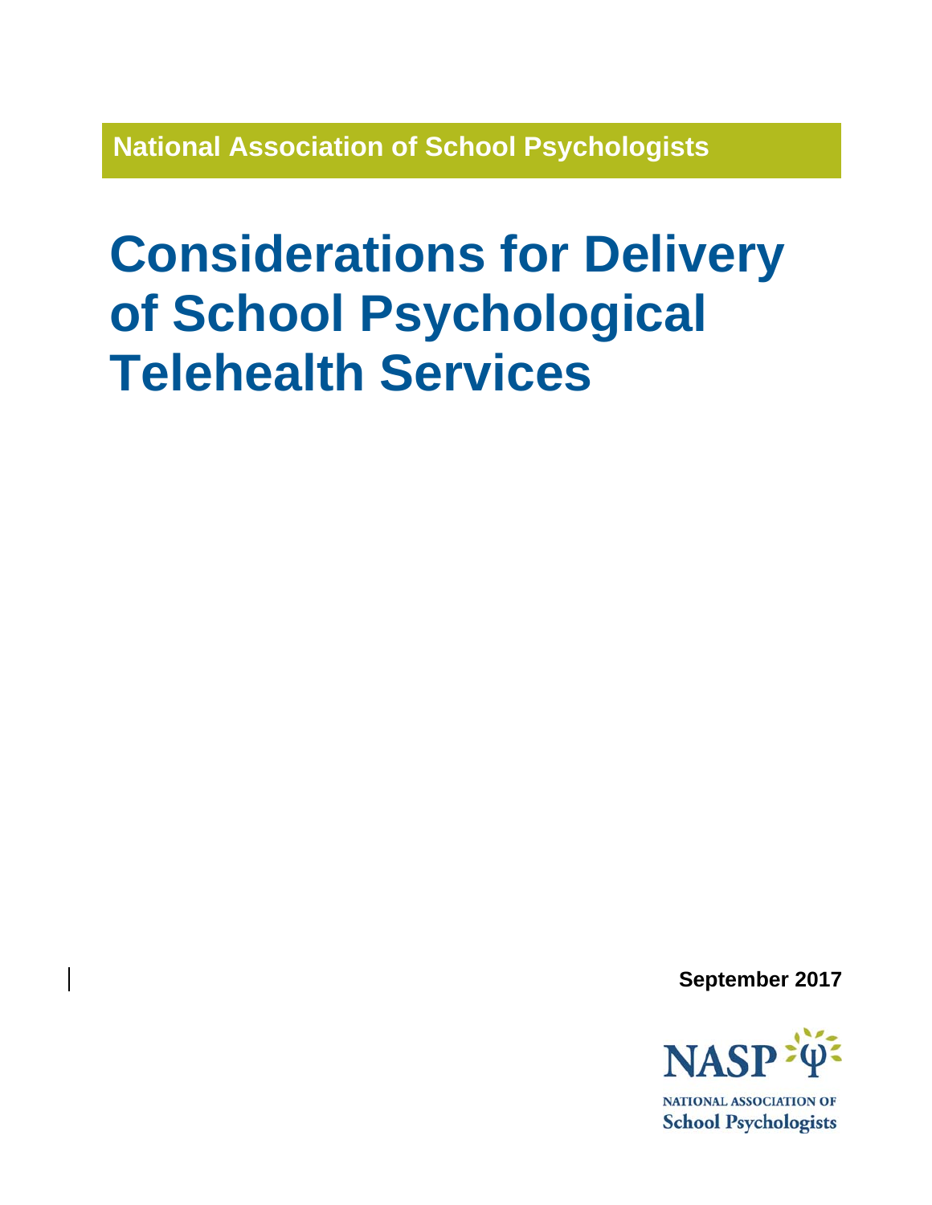**National Association of School Psychologists**

# Considerations for Delivery of School Psychological Telehealth Services

**September 2017**

NASP

NATIONAL ASSOCIATION OF
School Psychologists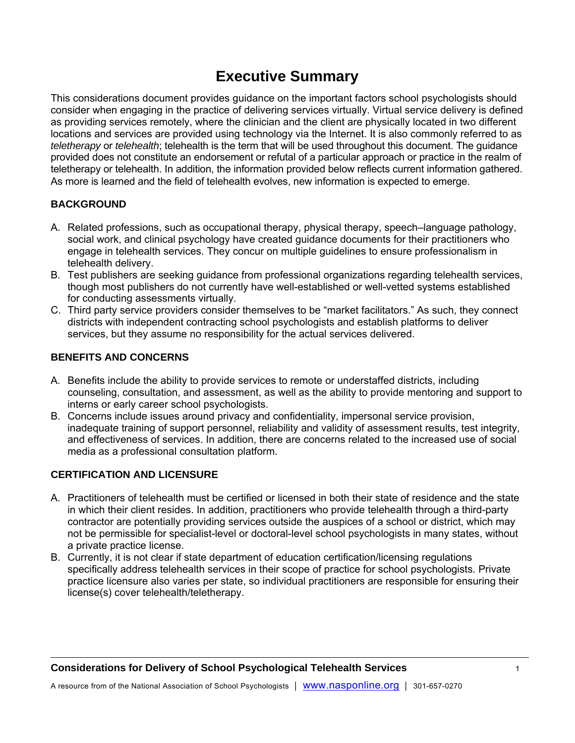# Executive Summary

This considerations document provides guidance on the important factors school psychologists should consider when engaging in the practice of delivering services virtually. Virtual service delivery is defined as providing services remotely, where the clinician and the client are physically located in two different locations and services are provided using technology via the Internet. It is also commonly referred to as *teletherapy* or *telehealth*; telehealth is the term that will be used throughout this document. The guidance provided does not constitute an endorsement or refutal of a particular approach or practice in the realm of teletherapy or telehealth. In addition, the information provided below reflects current information gathered. As more is learned and the field of telehealth evolves, new information is expected to emerge.

## BACKGROUND

A. Related professions, such as occupational therapy, physical therapy, speech–language pathology, social work, and clinical psychology have created guidance documents for their practitioners who engage in telehealth services. They concur on multiple guidelines to ensure professionalism in telehealth delivery.
B. Test publishers are seeking guidance from professional organizations regarding telehealth services, though most publishers do not currently have well-established or well-vetted systems established for conducting assessments virtually.
C. Third party service providers consider themselves to be “market facilitators.” As such, they connect districts with independent contracting school psychologists and establish platforms to deliver services, but they assume no responsibility for the actual services delivered.

## BENEFITS AND CONCERNS

A. Benefits include the ability to provide services to remote or understaffed districts, including counseling, consultation, and assessment, as well as the ability to provide mentoring and support to interns or early career school psychologists.
B. Concerns include issues around privacy and confidentiality, impersonal service provision, inadequate training of support personnel, reliability and validity of assessment results, test integrity, and effectiveness of services. In addition, there are concerns related to the increased use of social media as a professional consultation platform.

## CERTIFICATION AND LICENSURE

A. Practitioners of telehealth must be certified or licensed in both their state of residence and the state in which their client resides. In addition, practitioners who provide telehealth through a third-party contractor are potentially providing services outside the auspices of a school or district, which may not be permissible for specialist-level or doctoral-level school psychologists in many states, without a private practice license.
B. Currently, it is not clear if state department of education certification/licensing regulations specifically address telehealth services in their scope of practice for school psychologists. Private practice licensure also varies per state, so individual practitioners are responsible for ensuring their license(s) cover telehealth/teletherapy.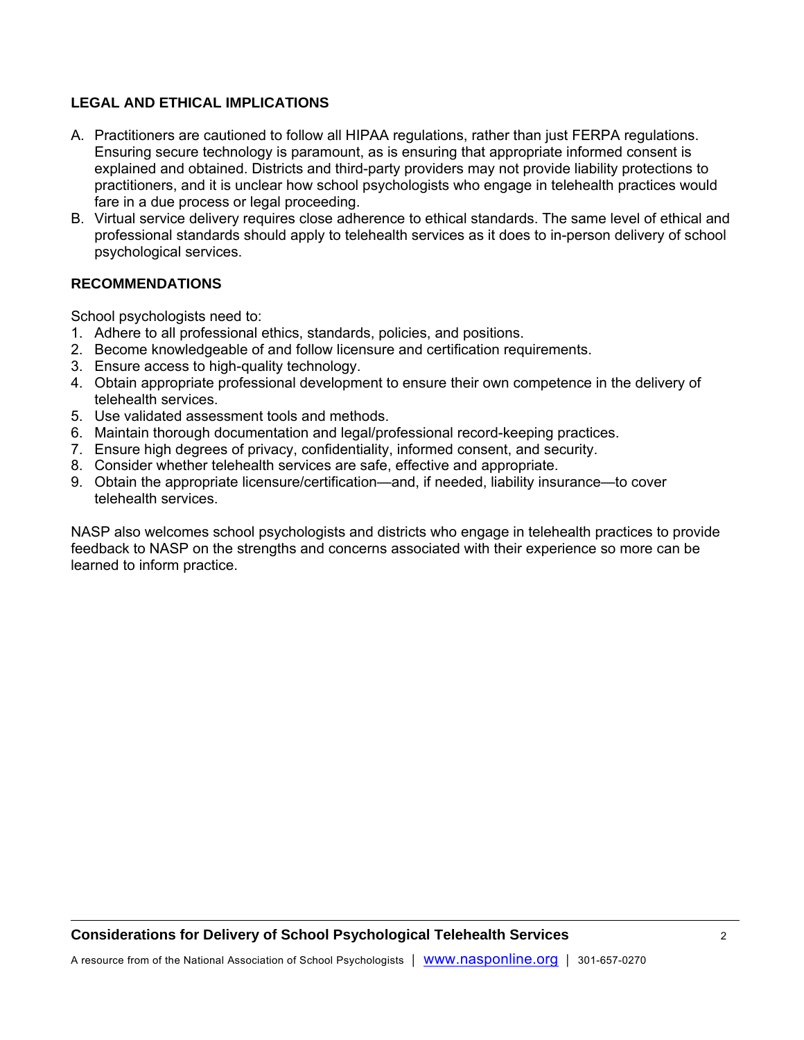## LEGAL AND ETHICAL IMPLICATIONS

A. Practitioners are cautioned to follow all HIPAA regulations, rather than just FERPA regulations. Ensuring secure technology is paramount, as is ensuring that appropriate informed consent is explained and obtained. Districts and third-party providers may not provide liability protections to practitioners, and it is unclear how school psychologists who engage in telehealth practices would fare in a due process or legal proceeding.

B. Virtual service delivery requires close adherence to ethical standards. The same level of ethical and professional standards should apply to telehealth services as it does to in-person delivery of school psychological services.

## RECOMMENDATIONS

School psychologists need to:

1. Adhere to all professional ethics, standards, policies, and positions.
2. Become knowledgeable of and follow licensure and certification requirements.
3. Ensure access to high-quality technology.
4. Obtain appropriate professional development to ensure their own competence in the delivery of telehealth services.
5. Use validated assessment tools and methods.
6. Maintain thorough documentation and legal/professional record-keeping practices.
7. Ensure high degrees of privacy, confidentiality, informed consent, and security.
8. Consider whether telehealth services are safe, effective and appropriate.
9. Obtain the appropriate licensure/certification—and, if needed, liability insurance—to cover telehealth services.

NASP also welcomes school psychologists and districts who engage in telehealth practices to provide feedback to NASP on the strengths and concerns associated with their experience so more can be learned to inform practice.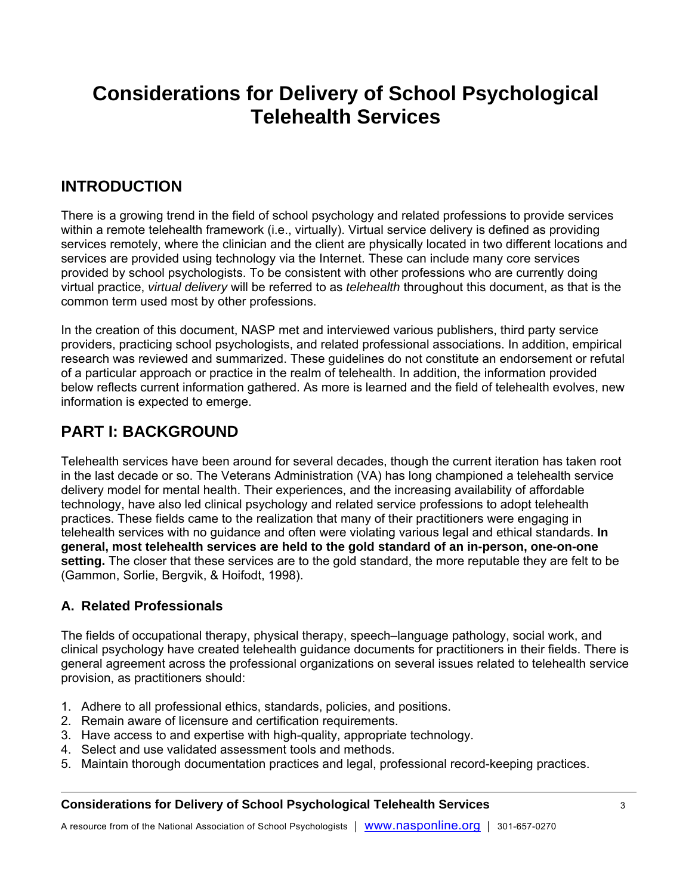# Considerations for Delivery of School Psychological Telehealth Services

## INTRODUCTION

There is a growing trend in the field of school psychology and related professions to provide services within a remote telehealth framework (i.e., virtually). Virtual service delivery is defined as providing services remotely, where the clinician and the client are physically located in two different locations and services are provided using technology via the Internet. These can include many core services provided by school psychologists. To be consistent with other professions who are currently doing virtual practice, *virtual delivery* will be referred to as *telehealth* throughout this document, as that is the common term used most by other professions.

In the creation of this document, NASP met and interviewed various publishers, third party service providers, practicing school psychologists, and related professional associations. In addition, empirical research was reviewed and summarized. These guidelines do not constitute an endorsement or refutal of a particular approach or practice in the realm of telehealth. In addition, the information provided below reflects current information gathered. As more is learned and the field of telehealth evolves, new information is expected to emerge.

## PART I: BACKGROUND

Telehealth services have been around for several decades, though the current iteration has taken root in the last decade or so. The Veterans Administration (VA) has long championed a telehealth service delivery model for mental health. Their experiences, and the increasing availability of affordable technology, have also led clinical psychology and related service professions to adopt telehealth practices. These fields came to the realization that many of their practitioners were engaging in telehealth services with no guidance and often were violating various legal and ethical standards. **In general, most telehealth services are held to the gold standard of an in-person, one-on-one setting.** The closer that these services are to the gold standard, the more reputable they are felt to be (Gammon, Sorlie, Bergvik, & Hoifodt, 1998).

### A. Related Professionals

The fields of occupational therapy, physical therapy, speech–language pathology, social work, and clinical psychology have created telehealth guidance documents for practitioners in their fields. There is general agreement across the professional organizations on several issues related to telehealth service provision, as practitioners should:

1. Adhere to all professional ethics, standards, policies, and positions.
2. Remain aware of licensure and certification requirements.
3. Have access to and expertise with high-quality, appropriate technology.
4. Select and use validated assessment tools and methods.
5. Maintain thorough documentation practices and legal, professional record-keeping practices.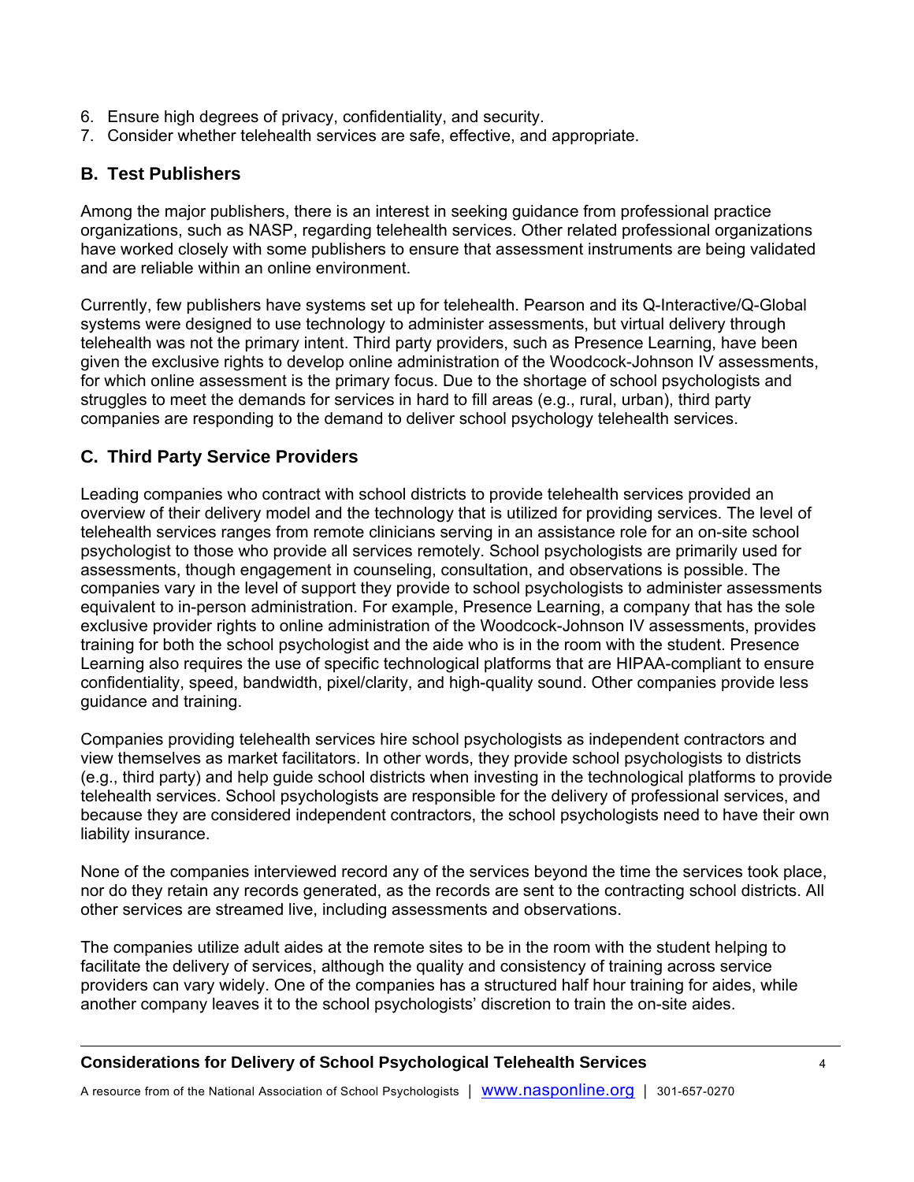6. Ensure high degrees of privacy, confidentiality, and security.
7. Consider whether telehealth services are safe, effective, and appropriate.

## B. Test Publishers

Among the major publishers, there is an interest in seeking guidance from professional practice organizations, such as NASP, regarding telehealth services. Other related professional organizations have worked closely with some publishers to ensure that assessment instruments are being validated and are reliable within an online environment.

Currently, few publishers have systems set up for telehealth. Pearson and its Q-Interactive/Q-Global systems were designed to use technology to administer assessments, but virtual delivery through telehealth was not the primary intent. Third party providers, such as Presence Learning, have been given the exclusive rights to develop online administration of the Woodcock-Johnson IV assessments, for which online assessment is the primary focus. Due to the shortage of school psychologists and struggles to meet the demands for services in hard to fill areas (e.g., rural, urban), third party companies are responding to the demand to deliver school psychology telehealth services.

## C. Third Party Service Providers

Leading companies who contract with school districts to provide telehealth services provided an overview of their delivery model and the technology that is utilized for providing services. The level of telehealth services ranges from remote clinicians serving in an assistance role for an on-site school psychologist to those who provide all services remotely. School psychologists are primarily used for assessments, though engagement in counseling, consultation, and observations is possible. The companies vary in the level of support they provide to school psychologists to administer assessments equivalent to in-person administration. For example, Presence Learning, a company that has the sole exclusive provider rights to online administration of the Woodcock-Johnson IV assessments, provides training for both the school psychologist and the aide who is in the room with the student. Presence Learning also requires the use of specific technological platforms that are HIPAA-compliant to ensure confidentiality, speed, bandwidth, pixel/clarity, and high-quality sound. Other companies provide less guidance and training.

Companies providing telehealth services hire school psychologists as independent contractors and view themselves as market facilitators. In other words, they provide school psychologists to districts (e.g., third party) and help guide school districts when investing in the technological platforms to provide telehealth services. School psychologists are responsible for the delivery of professional services, and because they are considered independent contractors, the school psychologists need to have their own liability insurance.

None of the companies interviewed record any of the services beyond the time the services took place, nor do they retain any records generated, as the records are sent to the contracting school districts. All other services are streamed live, including assessments and observations.

The companies utilize adult aides at the remote sites to be in the room with the student helping to facilitate the delivery of services, although the quality and consistency of training across service providers can vary widely. One of the companies has a structured half hour training for aides, while another company leaves it to the school psychologists' discretion to train the on-site aides.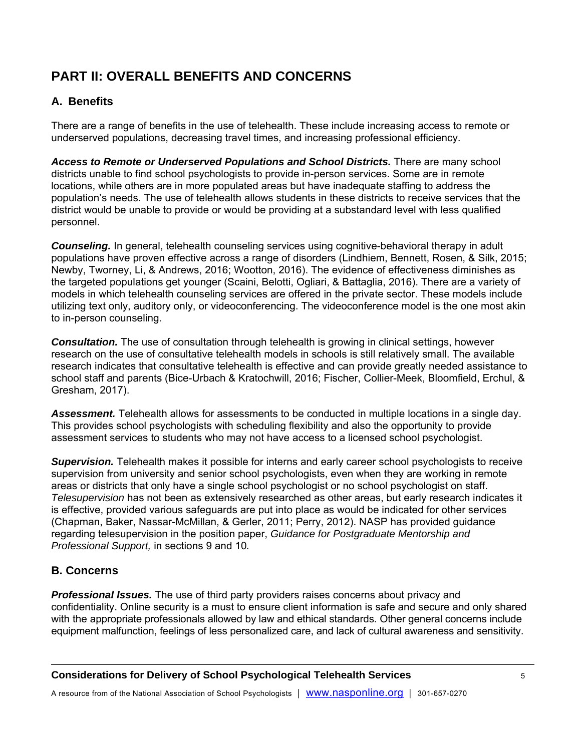## PART II: OVERALL BENEFITS AND CONCERNS

### A. Benefits

There are a range of benefits in the use of telehealth. These include increasing access to remote or underserved populations, decreasing travel times, and increasing professional efficiency.

***Access to Remote or Underserved Populations and School Districts.*** There are many school districts unable to find school psychologists to provide in-person services. Some are in remote locations, while others are in more populated areas but have inadequate staffing to address the population's needs. The use of telehealth allows students in these districts to receive services that the district would be unable to provide or would be providing at a substandard level with less qualified personnel.

***Counseling.*** In general, telehealth counseling services using cognitive-behavioral therapy in adult populations have proven effective across a range of disorders (Lindhiem, Bennett, Rosen, & Silk, 2015; Newby, Tworney, Li, & Andrews, 2016; Wootton, 2016). The evidence of effectiveness diminishes as the targeted populations get younger (Scaini, Belotti, Ogliari, & Battaglia, 2016). There are a variety of models in which telehealth counseling services are offered in the private sector. These models include utilizing text only, auditory only, or videoconferencing. The videoconference model is the one most akin to in-person counseling.

***Consultation.*** The use of consultation through telehealth is growing in clinical settings, however research on the use of consultative telehealth models in schools is still relatively small. The available research indicates that consultative telehealth is effective and can provide greatly needed assistance to school staff and parents (Bice-Urbach & Kratochwill, 2016; Fischer, Collier-Meek, Bloomfield, Erchul, & Gresham, 2017).

***Assessment.*** Telehealth allows for assessments to be conducted in multiple locations in a single day. This provides school psychologists with scheduling flexibility and also the opportunity to provide assessment services to students who may not have access to a licensed school psychologist.

***Supervision.*** Telehealth makes it possible for interns and early career school psychologists to receive supervision from university and senior school psychologists, even when they are working in remote areas or districts that only have a single school psychologist or no school psychologist on staff. *Telesupervision* has not been as extensively researched as other areas, but early research indicates it is effective, provided various safeguards are put into place as would be indicated for other services (Chapman, Baker, Nassar-McMillan, & Gerler, 2011; Perry, 2012). NASP has provided guidance regarding telesupervision in the position paper, *Guidance for Postgraduate Mentorship and Professional Support,* in sections 9 and 10*.*

### B. Concerns

***Professional Issues.*** The use of third party providers raises concerns about privacy and confidentiality. Online security is a must to ensure client information is safe and secure and only shared with the appropriate professionals allowed by law and ethical standards. Other general concerns include equipment malfunction, feelings of less personalized care, and lack of cultural awareness and sensitivity.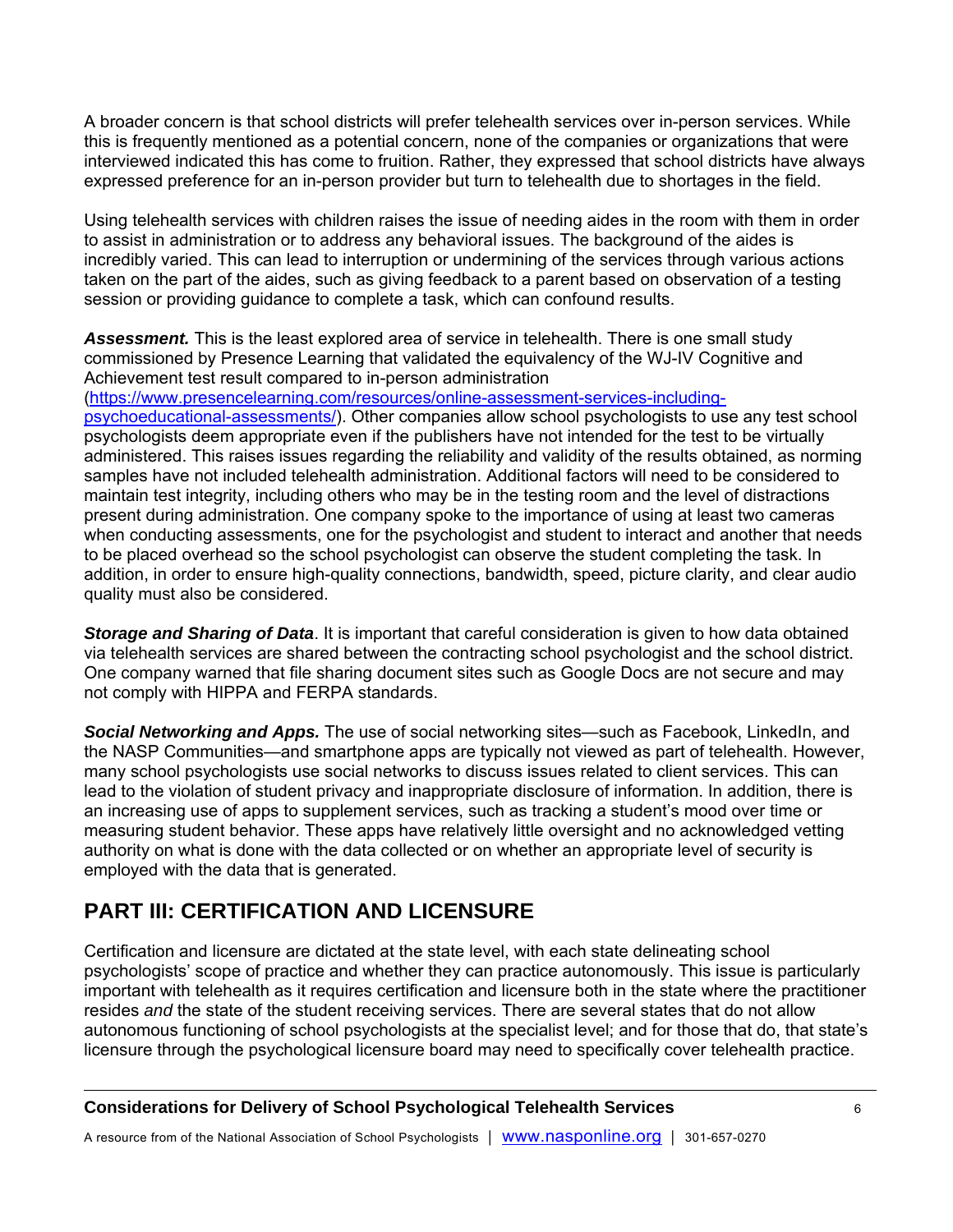A broader concern is that school districts will prefer telehealth services over in-person services. While this is frequently mentioned as a potential concern, none of the companies or organizations that were interviewed indicated this has come to fruition. Rather, they expressed that school districts have always expressed preference for an in-person provider but turn to telehealth due to shortages in the field.

Using telehealth services with children raises the issue of needing aides in the room with them in order to assist in administration or to address any behavioral issues. The background of the aides is incredibly varied. This can lead to interruption or undermining of the services through various actions taken on the part of the aides, such as giving feedback to a parent based on observation of a testing session or providing guidance to complete a task, which can confound results.

***Assessment.*** This is the least explored area of service in telehealth. There is one small study commissioned by Presence Learning that validated the equivalency of the WJ-IV Cognitive and Achievement test result compared to in-person administration ([https://www.presencelearning.com/resources/online-assessment-services-including-psychoeducational-assessments/](https://www.presencelearning.com/resources/online-assessment-services-including-psychoeducational-assessments/)). Other companies allow school psychologists to use any test school psychologists deem appropriate even if the publishers have not intended for the test to be virtually administered. This raises issues regarding the reliability and validity of the results obtained, as norming samples have not included telehealth administration. Additional factors will need to be considered to maintain test integrity, including others who may be in the testing room and the level of distractions present during administration. One company spoke to the importance of using at least two cameras when conducting assessments, one for the psychologist and student to interact and another that needs to be placed overhead so the school psychologist can observe the student completing the task. In addition, in order to ensure high-quality connections, bandwidth, speed, picture clarity, and clear audio quality must also be considered.

***Storage and Sharing of Data***. It is important that careful consideration is given to how data obtained via telehealth services are shared between the contracting school psychologist and the school district. One company warned that file sharing document sites such as Google Docs are not secure and may not comply with HIPPA and FERPA standards.

***Social Networking and Apps.*** The use of social networking sites—such as Facebook, LinkedIn, and the NASP Communities—and smartphone apps are typically not viewed as part of telehealth. However, many school psychologists use social networks to discuss issues related to client services. This can lead to the violation of student privacy and inappropriate disclosure of information. In addition, there is an increasing use of apps to supplement services, such as tracking a student's mood over time or measuring student behavior. These apps have relatively little oversight and no acknowledged vetting authority on what is done with the data collected or on whether an appropriate level of security is employed with the data that is generated.

## PART III: CERTIFICATION AND LICENSURE

Certification and licensure are dictated at the state level, with each state delineating school psychologists' scope of practice and whether they can practice autonomously. This issue is particularly important with telehealth as it requires certification and licensure both in the state where the practitioner resides *and* the state of the student receiving services. There are several states that do not allow autonomous functioning of school psychologists at the specialist level; and for those that do, that state's licensure through the psychological licensure board may need to specifically cover telehealth practice.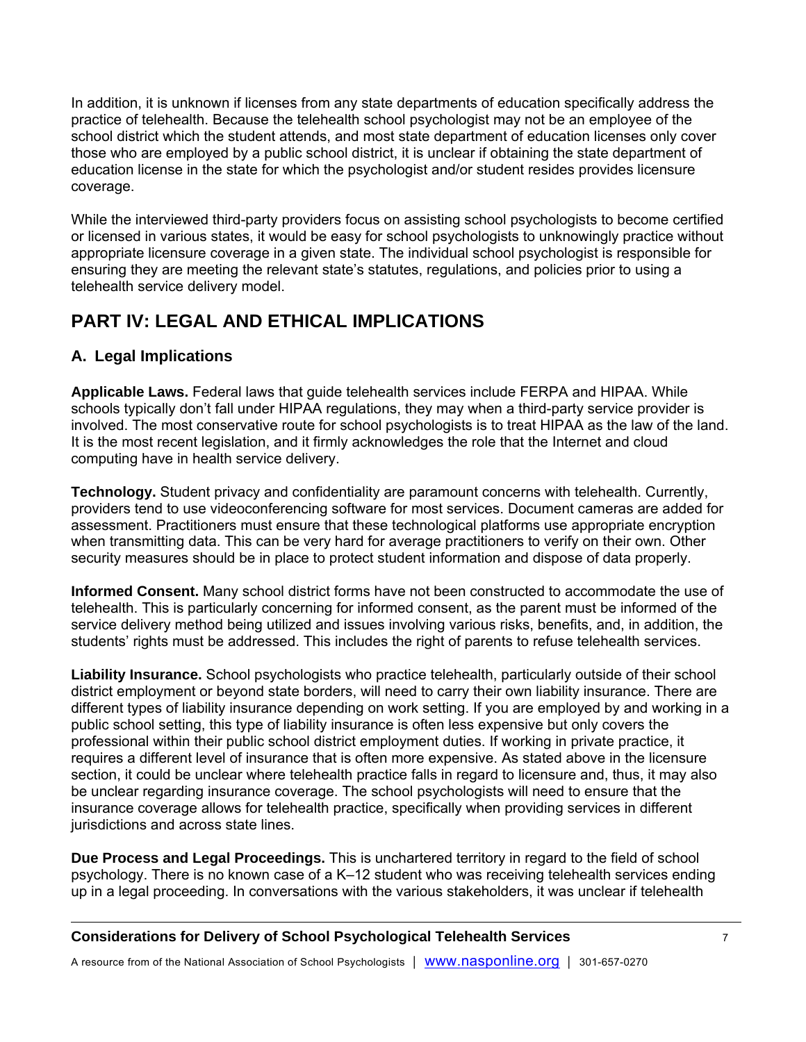In addition, it is unknown if licenses from any state departments of education specifically address the practice of telehealth. Because the telehealth school psychologist may not be an employee of the school district which the student attends, and most state department of education licenses only cover those who are employed by a public school district, it is unclear if obtaining the state department of education license in the state for which the psychologist and/or student resides provides licensure coverage.

While the interviewed third-party providers focus on assisting school psychologists to become certified or licensed in various states, it would be easy for school psychologists to unknowingly practice without appropriate licensure coverage in a given state. The individual school psychologist is responsible for ensuring they are meeting the relevant state's statutes, regulations, and policies prior to using a telehealth service delivery model.

## PART IV: LEGAL AND ETHICAL IMPLICATIONS

### A. Legal Implications

**Applicable Laws.** Federal laws that guide telehealth services include FERPA and HIPAA. While schools typically don't fall under HIPAA regulations, they may when a third-party service provider is involved. The most conservative route for school psychologists is to treat HIPAA as the law of the land. It is the most recent legislation, and it firmly acknowledges the role that the Internet and cloud computing have in health service delivery.

**Technology.** Student privacy and confidentiality are paramount concerns with telehealth. Currently, providers tend to use videoconferencing software for most services. Document cameras are added for assessment. Practitioners must ensure that these technological platforms use appropriate encryption when transmitting data. This can be very hard for average practitioners to verify on their own. Other security measures should be in place to protect student information and dispose of data properly.

**Informed Consent.** Many school district forms have not been constructed to accommodate the use of telehealth. This is particularly concerning for informed consent, as the parent must be informed of the service delivery method being utilized and issues involving various risks, benefits, and, in addition, the students' rights must be addressed. This includes the right of parents to refuse telehealth services.

**Liability Insurance.** School psychologists who practice telehealth, particularly outside of their school district employment or beyond state borders, will need to carry their own liability insurance. There are different types of liability insurance depending on work setting. If you are employed by and working in a public school setting, this type of liability insurance is often less expensive but only covers the professional within their public school district employment duties. If working in private practice, it requires a different level of insurance that is often more expensive. As stated above in the licensure section, it could be unclear where telehealth practice falls in regard to licensure and, thus, it may also be unclear regarding insurance coverage. The school psychologists will need to ensure that the insurance coverage allows for telehealth practice, specifically when providing services in different jurisdictions and across state lines.

**Due Process and Legal Proceedings.** This is unchartered territory in regard to the field of school psychology. There is no known case of a K–12 student who was receiving telehealth services ending up in a legal proceeding. In conversations with the various stakeholders, it was unclear if telehealth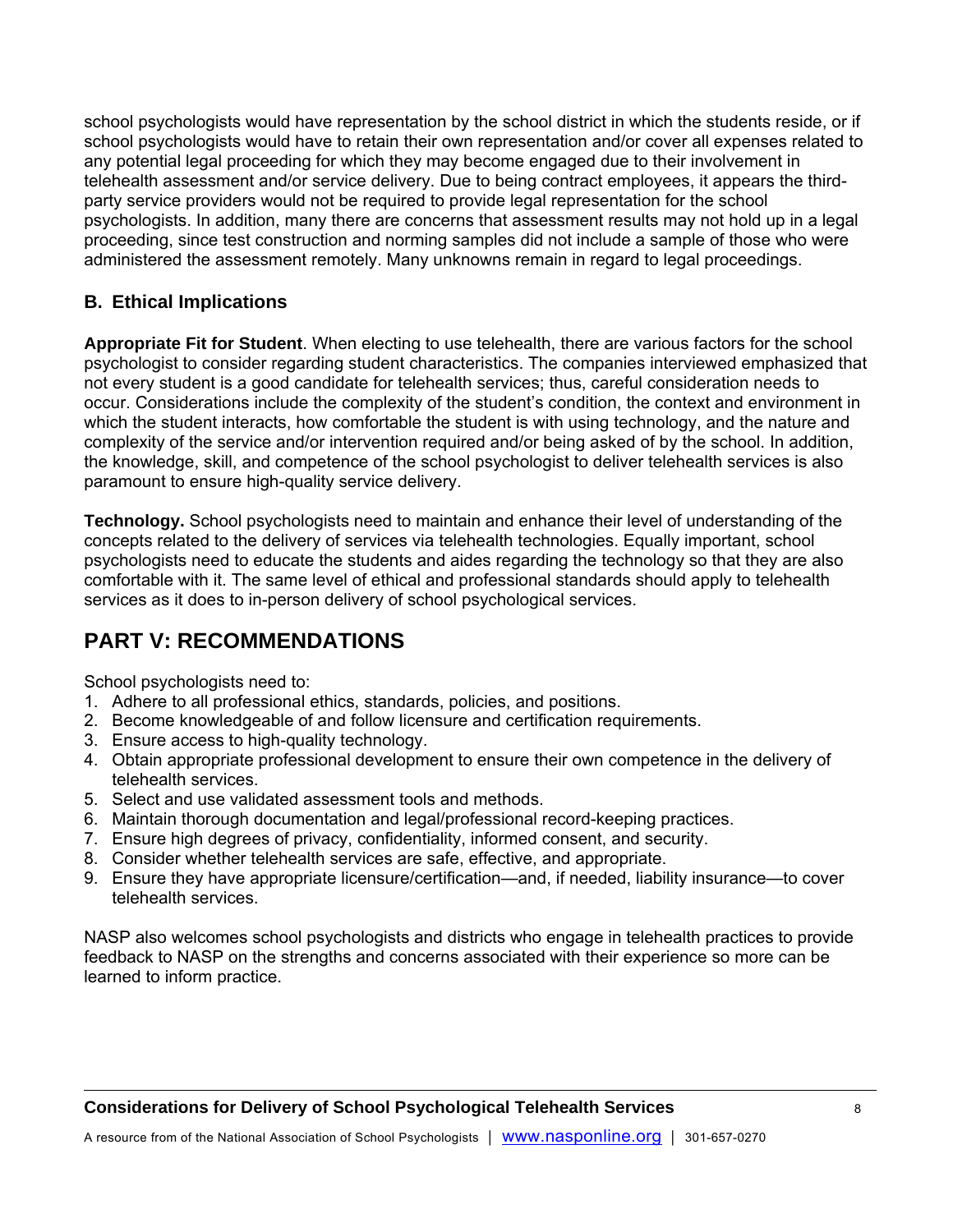school psychologists would have representation by the school district in which the students reside, or if school psychologists would have to retain their own representation and/or cover all expenses related to any potential legal proceeding for which they may become engaged due to their involvement in telehealth assessment and/or service delivery. Due to being contract employees, it appears the third-party service providers would not be required to provide legal representation for the school psychologists. In addition, many there are concerns that assessment results may not hold up in a legal proceeding, since test construction and norming samples did not include a sample of those who were administered the assessment remotely. Many unknowns remain in regard to legal proceedings.

### B. Ethical Implications

**Appropriate Fit for Student**. When electing to use telehealth, there are various factors for the school psychologist to consider regarding student characteristics. The companies interviewed emphasized that not every student is a good candidate for telehealth services; thus, careful consideration needs to occur. Considerations include the complexity of the student's condition, the context and environment in which the student interacts, how comfortable the student is with using technology, and the nature and complexity of the service and/or intervention required and/or being asked of by the school. In addition, the knowledge, skill, and competence of the school psychologist to deliver telehealth services is also paramount to ensure high-quality service delivery.

**Technology.** School psychologists need to maintain and enhance their level of understanding of the concepts related to the delivery of services via telehealth technologies. Equally important, school psychologists need to educate the students and aides regarding the technology so that they are also comfortable with it. The same level of ethical and professional standards should apply to telehealth services as it does to in-person delivery of school psychological services.

## PART V: RECOMMENDATIONS

School psychologists need to:

1. Adhere to all professional ethics, standards, policies, and positions.
2. Become knowledgeable of and follow licensure and certification requirements.
3. Ensure access to high-quality technology.
4. Obtain appropriate professional development to ensure their own competence in the delivery of telehealth services.
5. Select and use validated assessment tools and methods.
6. Maintain thorough documentation and legal/professional record-keeping practices.
7. Ensure high degrees of privacy, confidentiality, informed consent, and security.
8. Consider whether telehealth services are safe, effective, and appropriate.
9. Ensure they have appropriate licensure/certification—and, if needed, liability insurance—to cover telehealth services.

NASP also welcomes school psychologists and districts who engage in telehealth practices to provide feedback to NASP on the strengths and concerns associated with their experience so more can be learned to inform practice.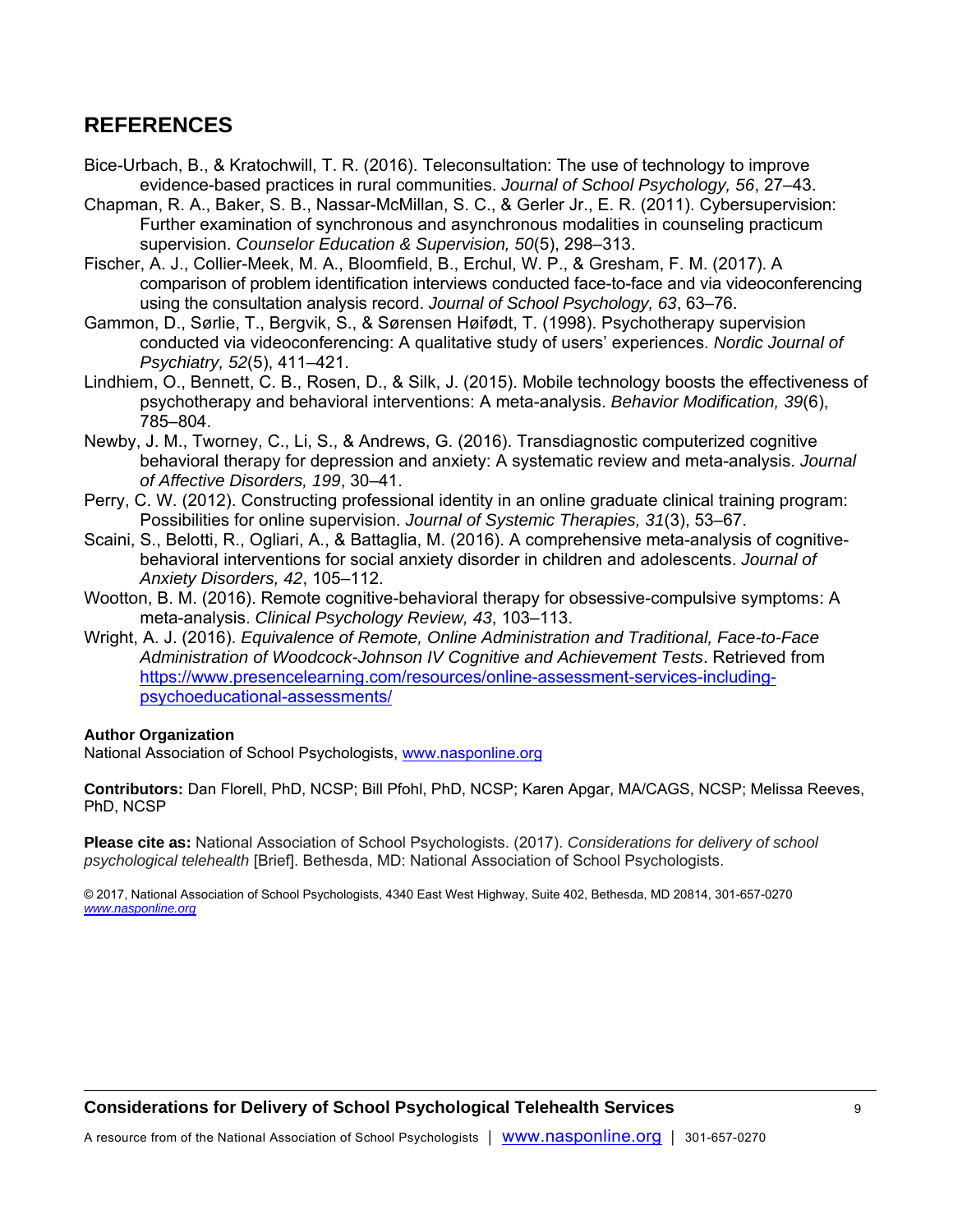## REFERENCES

Bice-Urbach, B., & Kratochwill, T. R. (2016). Teleconsultation: The use of technology to improve evidence-based practices in rural communities. *Journal of School Psychology, 56*, 27–43.

Chapman, R. A., Baker, S. B., Nassar-McMillan, S. C., & Gerler Jr., E. R. (2011). Cybersupervision: Further examination of synchronous and asynchronous modalities in counseling practicum supervision. *Counselor Education & Supervision, 50*(5), 298–313.

Fischer, A. J., Collier-Meek, M. A., Bloomfield, B., Erchul, W. P., & Gresham, F. M. (2017). A comparison of problem identification interviews conducted face-to-face and via videoconferencing using the consultation analysis record. *Journal of School Psychology, 63*, 63–76.

Gammon, D., Sørlie, T., Bergvik, S., & Sørensen Høifødt, T. (1998). Psychotherapy supervision conducted via videoconferencing: A qualitative study of users' experiences. *Nordic Journal of Psychiatry, 52*(5), 411–421.

Lindhiem, O., Bennett, C. B., Rosen, D., & Silk, J. (2015). Mobile technology boosts the effectiveness of psychotherapy and behavioral interventions: A meta-analysis. *Behavior Modification, 39*(6), 785–804.

Newby, J. M., Tworney, C., Li, S., & Andrews, G. (2016). Transdiagnostic computerized cognitive behavioral therapy for depression and anxiety: A systematic review and meta-analysis. *Journal of Affective Disorders, 199*, 30–41.

Perry, C. W. (2012). Constructing professional identity in an online graduate clinical training program: Possibilities for online supervision. *Journal of Systemic Therapies, 31*(3), 53–67.

Scaini, S., Belotti, R., Ogliari, A., & Battaglia, M. (2016). A comprehensive meta-analysis of cognitive-behavioral interventions for social anxiety disorder in children and adolescents. *Journal of Anxiety Disorders, 42*, 105–112.

Wootton, B. M. (2016). Remote cognitive-behavioral therapy for obsessive-compulsive symptoms: A meta-analysis. *Clinical Psychology Review, 43*, 103–113.

Wright, A. J. (2016). *Equivalence of Remote, Online Administration and Traditional, Face-to-Face Administration of Woodcock-Johnson IV Cognitive and Achievement Tests*. Retrieved from https://www.presencelearning.com/resources/online-assessment-services-including-psychoeducational-assessments/

**Author Organization**
National Association of School Psychologists, www.nasponline.org

**Contributors:** Dan Florell, PhD, NCSP; Bill Pfohl, PhD, NCSP; Karen Apgar, MA/CAGS, NCSP; Melissa Reeves, PhD, NCSP

**Please cite as:** National Association of School Psychologists. (2017). *Considerations for delivery of school psychological telehealth* [Brief]. Bethesda, MD: National Association of School Psychologists.

© 2017, National Association of School Psychologists, 4340 East West Highway, Suite 402, Bethesda, MD 20814, 301-657-0270
*www.nasponline.org*